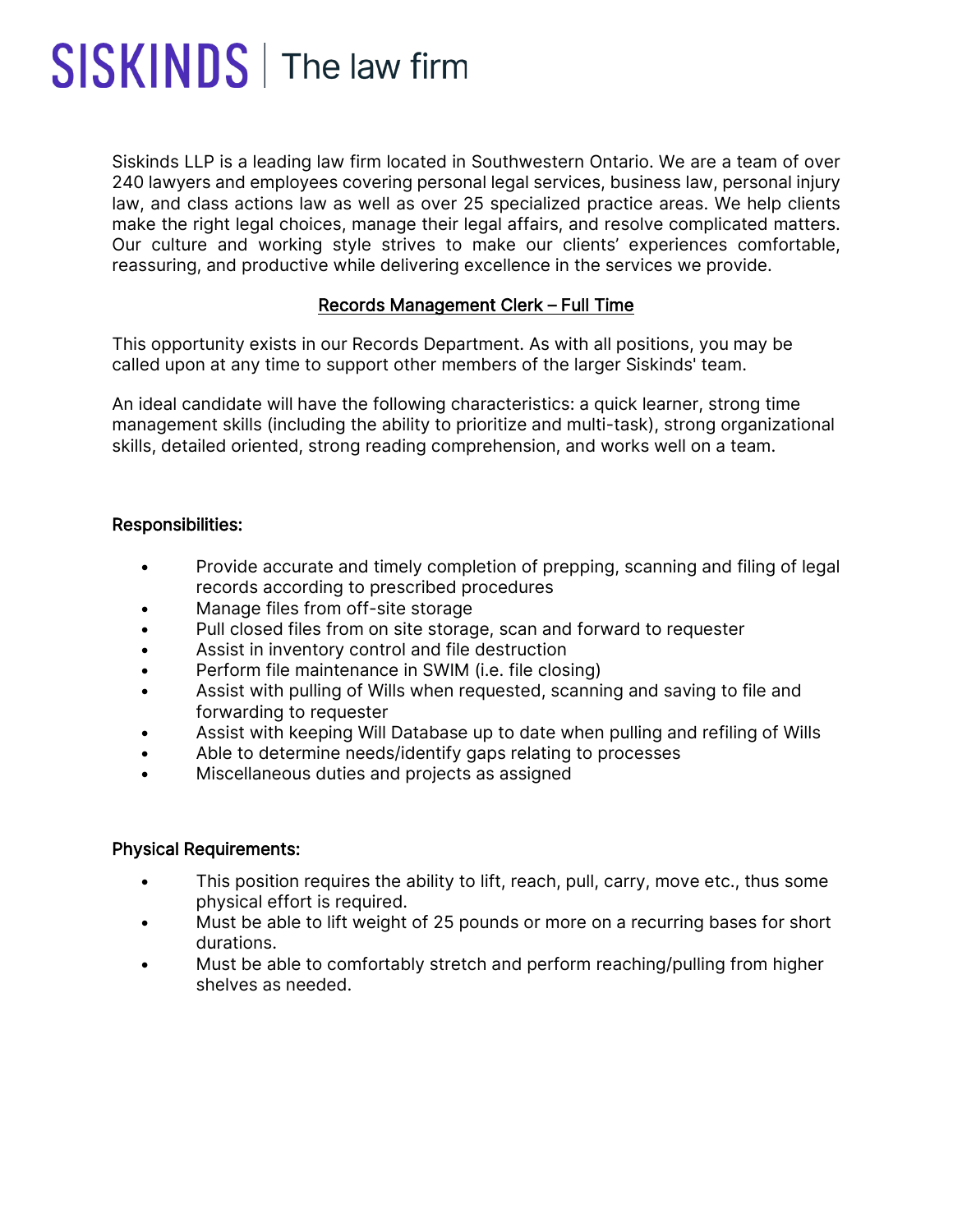# SISKINDS | The law firm

Siskinds LLP is a leading law firm located in Southwestern Ontario. We are a team of over 240 lawyers and employees covering personal legal services, business law, personal injury law, and class actions law as well as over 25 specialized practice areas. We help clients make the right legal choices, manage their legal affairs, and resolve complicated matters. Our culture and working style strives to make our clients' experiences comfortable, reassuring, and productive while delivering excellence in the services we provide.

## Records Management Clerk – Full Time

This opportunity exists in our Records Department. As with all positions, you may be called upon at any time to support other members of the larger Siskinds' team.

An ideal candidate will have the following characteristics: a quick learner, strong time management skills (including the ability to prioritize and multi-task), strong organizational skills, detailed oriented, strong reading comprehension, and works well on a team.

### Responsibilities:

- Provide accurate and timely completion of prepping, scanning and filing of legal records according to prescribed procedures
- Manage files from off-site storage
- Pull closed files from on site storage, scan and forward to requester
- Assist in inventory control and file destruction
- Perform file maintenance in SWIM (i.e. file closing)
- Assist with pulling of Wills when requested, scanning and saving to file and forwarding to requester
- Assist with keeping Will Database up to date when pulling and refiling of Wills
- Able to determine needs/identify gaps relating to processes
- Miscellaneous duties and projects as assigned

### Physical Requirements:

- This position requires the ability to lift, reach, pull, carry, move etc., thus some physical effort is required.
- Must be able to lift weight of 25 pounds or more on a recurring bases for short durations.
- Must be able to comfortably stretch and perform reaching/pulling from higher shelves as needed.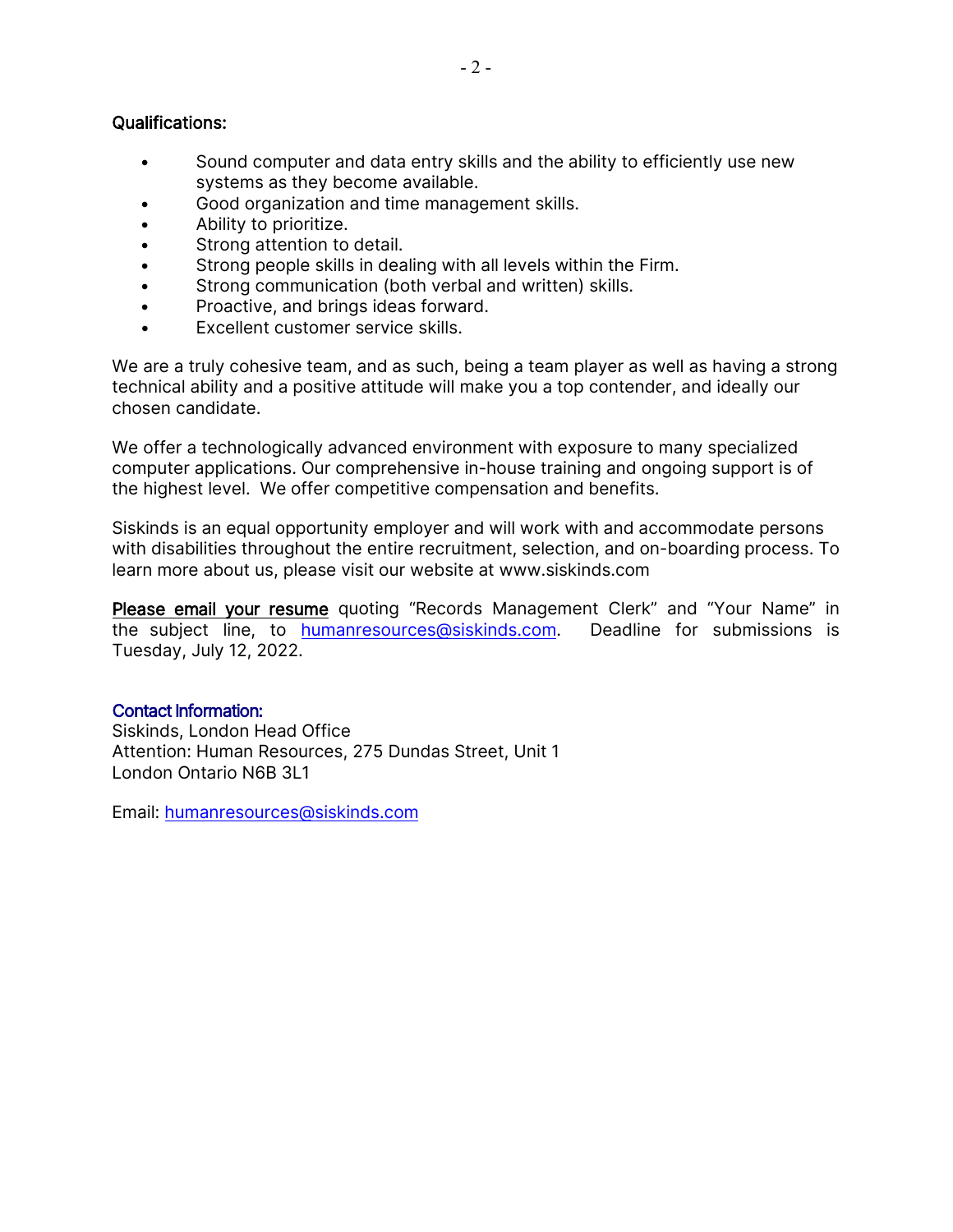**Qualifications:**

- Sound computer and data entry skills and the ability to efficiently use new systems as they become available.
- Good organization and time management skills.
- Ability to prioritize.
- Strong attention to detail.
- Strong people skills in dealing with all levels within the Firm.
- Strong communication (both verbal and written) skills.
- Proactive, and brings ideas forward.
- Excellent customer service skills.

We are a truly cohesive team, and as such, being a team player as well as having a strong technical ability and a positive attitude will make you a top contender, and ideally our chosen candidate.

We offer a technologically advanced environment with exposure to many specialized computer applications. Our comprehensive in-house training and ongoing support is of the highest level. We offer competitive compensation and benefits.

Siskinds is an equal opportunity employer and will work with and accommodate persons with disabilities throughout the entire recruitment, selection, and on-boarding process. To learn more about us, please visit our website at www.siskinds.com

**Please email your resume** quoting "Records Management Clerk" and "Your Name" in the subject line, to humanresources@siskinds.com. Deadline for submissions is Tuesday, July 12, 2022.

**Contact Information:**
Siskinds, London Head Office
Attention: Human Resources, 275 Dundas Street, Unit 1
London Ontario N6B 3L1

Email: humanresources@siskinds.com